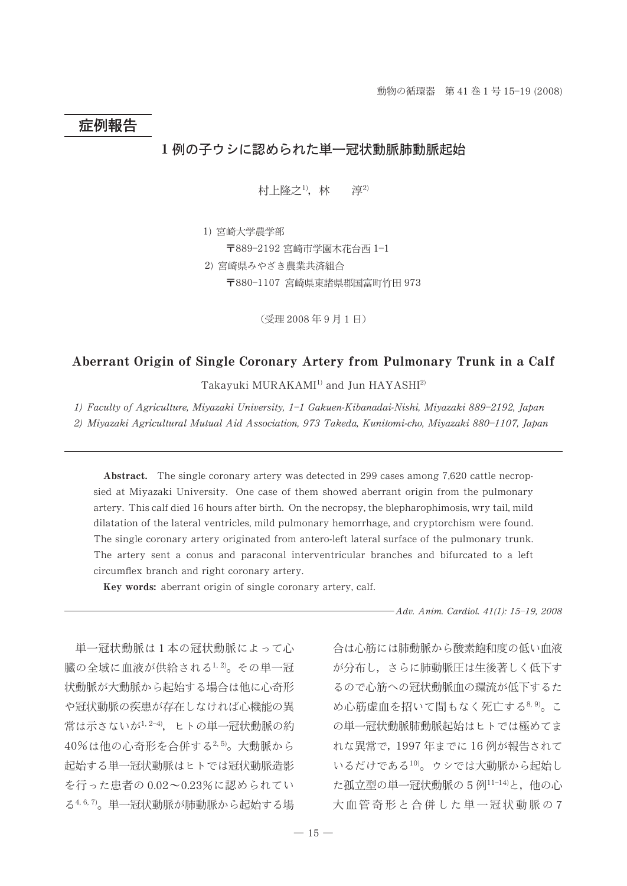## 症例報告

# 1例の子ウシに認められた単一冠状動脈肺動脈起始

村上隆之[1)]，林　　淳[2)]

1) 宮崎大学農学部
〒889-2192 宮崎市学園木花台西 1-1

2) 宮崎県みやざき農業共済組合
〒880-1107 宮崎県東諸県郡国富町竹田 973

（受理 2008 年 9 月 1 日）

# Aberrant Origin of Single Coronary Artery from Pulmonary Trunk in a Calf

Takayuki MURAKAMI[1)] and Jun HAYASHI[2)]

*1) Faculty of Agriculture, Miyazaki University, 1-1 Gakuen-Kibanadai-Nishi, Miyazaki 889-2192, Japan*

*2) Miyazaki Agricultural Mutual Aid Association, 973 Takeda, Kunitomi-cho, Miyazaki 880-1107, Japan*

**Abstract.** The single coronary artery was detected in 299 cases among 7,620 cattle necropsied at Miyazaki University. One case of them showed aberrant origin from the pulmonary artery. This calf died 16 hours after birth. On the necropsy, the blepharophimosis, wry tail, mild dilatation of the lateral ventricles, mild pulmonary hemorrhage, and cryptorchism were found. The single coronary artery originated from antero-left lateral surface of the pulmonary trunk. The artery sent a conus and paraconal interventricular branches and bifurcated to a left circumflex branch and right coronary artery.

**Key words:** aberrant origin of single coronary artery, calf.

単一冠状動脈は 1 本の冠状動脈によって心臓の全域に血液が供給される[1, 2)]。その単一冠状動脈が大動脈から起始する場合は他に心奇形や冠状動脈の疾患が存在しなければ心機能の異常は示さないが[1, 2-4)]，ヒトの単一冠状動脈の約 40％は他の心奇形を合併する[2, 5)]。大動脈から起始する単一冠状動脈はヒトでは冠状動脈造影を行った患者の 0.02～0.23％に認められている[4, 6, 7)]。単一冠状動脈が肺動脈から起始する場合は心筋には肺動脈から酸素飽和度の低い血液が分布し，さらに肺動脈圧は生後著しく低下するので心筋への冠状動脈血の環流が低下するため心筋虚血を招いて間もなく死亡する[8, 9)]。この単一冠状動脈肺動脈起始はヒトでは極めてまれな異常で，1997 年までに 16 例が報告されているだけである[10)]。ウシでは大動脈から起始した孤立型の単一冠状動脈の 5 例[11-14)]と，他の心大血管奇形と合併した単一冠状動脈の 7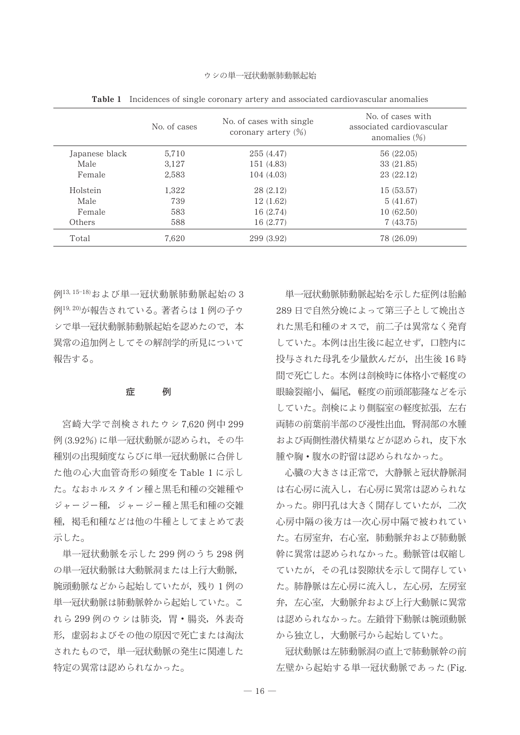**Table 1** Incidences of single coronary artery and associated cardiovascular anomalies

| | No. of cases | No. of cases with single coronary artery (%) | No. of cases with associated cardiovascular anomalies (%) |
|---|---|---|---|
| Japanese black | 5,710 | 255 (4.47) | 56 (22.05) |
| Male | 3,127 | 151 (4.83) | 33 (21.85) |
| Female | 2,583 | 104 (4.03) | 23 (22.12) |
| Holstein | 1,322 | 28 (2.12) | 15 (53.57) |
| Male | 739 | 12 (1.62) | 5 (41.67) |
| Female | 583 | 16 (2.74) | 10 (62.50) |
| Others | 588 | 16 (2.77) | 7 (43.75) |
| Total | 7,620 | 299 (3.92) | 78 (26.09) |

例[13, 15–18]および単一冠状動脈肺動脈起始の3例[19, 20]が報告されている。著者らは1例の子ウシで単一冠状動脈肺動脈起始を認めたので，本異常の追加例としてその解剖学的所見について報告する。

## 症　　例

宮崎大学で剖検されたウシ7,620例中299例(3.92%)に単一冠状動脈が認められ，その牛種別の出現頻度ならびに単一冠状動脈に合併した他の心大血管奇形の頻度をTable 1に示した。なおホルスタイン種と黒毛和種の交雑種やジャージー種，ジャージー種と黒毛和種の交雑種，褐毛和種などは他の牛種としてまとめて表示した。

単一冠状動脈を示した299例のうち298例の単一冠状動脈は大動脈洞または上行大動脈，腕頭動脈などから起始していたが，残り1例の単一冠状動脈は肺動脈幹から起始していた。これら299例のウシは肺炎，胃・腸炎，外表奇形，虚弱およびその他の原因で死亡または淘汰されたもので，単一冠状動脈の発生に関連した特定の異常は認められなかった。

単一冠状動脈肺動脈起始を示した症例は胎齢289日で自然分娩によって第三子として娩出された黒毛和種のオスで，前二子は異常なく発育していた。本例は出生後に起立せず，口腔内に投与された母乳を少量飲んだが，出生後16時間で死亡した。本例は剖検時に体格小で軽度の眼瞼裂縮小，偏尾，軽度の前頭部膨隆などを示していた。剖検により側脳室の軽度拡張，左右両肺の前葉前半部のび漫性出血，腎洞部の水腫および両側性潜伏精巣などが認められ，皮下水腫や胸・腹水の貯留は認められなかった。

心臓の大きさは正常で，大静脈と冠状静脈洞は右心房に流入し，右心房に異常は認められなかった。卵円孔は大きく開存していたが，二次心房中隔の後方は一次心房中隔で被われていた。右房室弁，右心室，肺動脈弁および肺動脈幹に異常は認められなかった。動脈管は収縮していたが，その孔は裂隙状を示して開存していた。肺静脈は左心房に流入し，左心房，左房室弁，左心室，大動脈弁および上行大動脈に異常は認められなかった。左鎖骨下動脈は腕頭動脈から独立し，大動脈弓から起始していた。

冠状動脈は左肺動脈洞の直上で肺動脈幹の前左壁から起始する単一冠状動脈であった(Fig.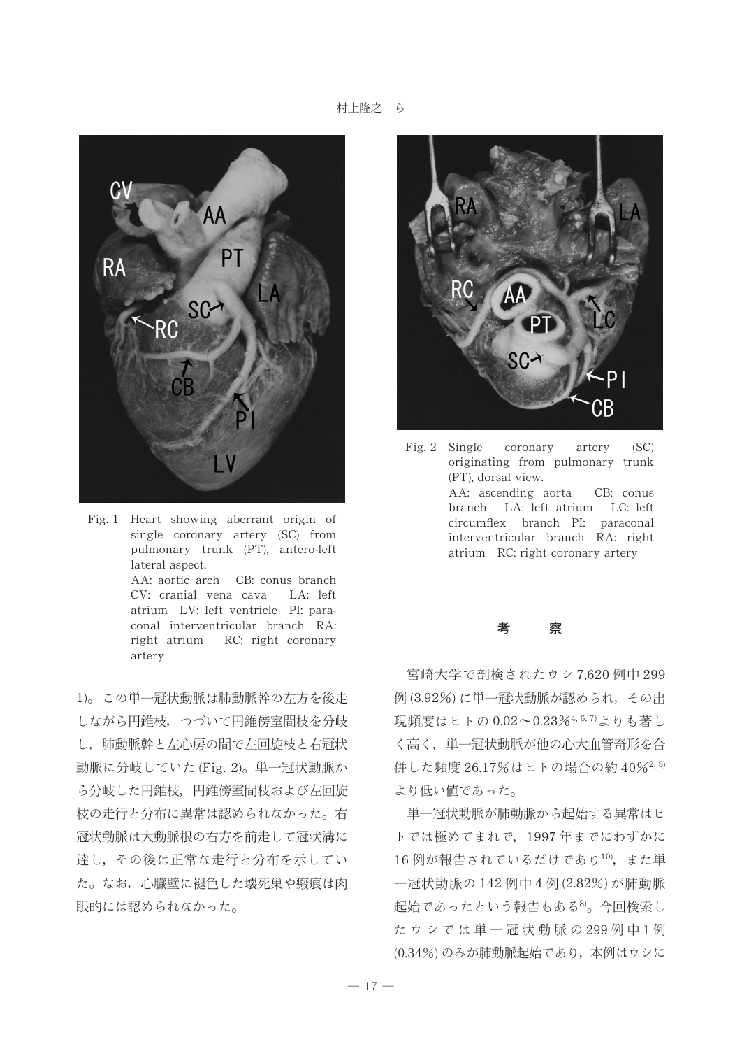Fig. 1 Heart showing aberrant origin of single coronary artery (SC) from pulmonary trunk (PT), antero-left lateral aspect.
AA: aortic arch CB: conus branch CV: cranial vena cava LA: left atrium LV: left ventricle PI: paraconal interventricular branch RA: right atrium RC: right coronary artery

1)。この単一冠状動脈は肺動脈幹の左方を後走しながら円錐枝，つづいて円錐傍室間枝を分岐し，肺動脈幹と左心房の間で左回旋枝と右冠状動脈に分岐していた (Fig. 2)。単一冠状動脈から分岐した円錐枝，円錐傍室間枝および左回旋枝の走行と分布に異常は認められなかった。右冠状動脈は大動脈根の右方を前走して冠状溝に達し，その後は正常な走行と分布を示していた。なお，心臓壁に褪色した壊死巣や瘢痕は肉眼的には認められなかった。

Fig. 2 Single coronary artery (SC) originating from pulmonary trunk (PT), dorsal view.
AA: ascending aorta CB: conus branch LA: left atrium LC: left circumflex branch PI: paraconal interventricular branch RA: right atrium RC: right coronary artery

## 考　　察

宮崎大学で剖検されたウシ 7,620 例中 299 例 (3.92%) に単一冠状動脈が認められ，その出現頻度はヒトの 0.02～0.23%[4, 6, 7]よりも著しく高く，単一冠状動脈が他の心大血管奇形を合併した頻度 26.17% はヒトの場合の約 40%[2, 5]より低い値であった。

単一冠状動脈が肺動脈から起始する異常はヒトでは極めてまれで，1997 年までにわずかに 16 例が報告されているだけであり[10]，また単一冠状動脈の 142 例中 4 例 (2.82%) が肺動脈起始であったという報告もある[8]。今回検索したウシでは単一冠状動脈の 299 例中 1 例 (0.34%) のみが肺動脈起始であり，本例はウシに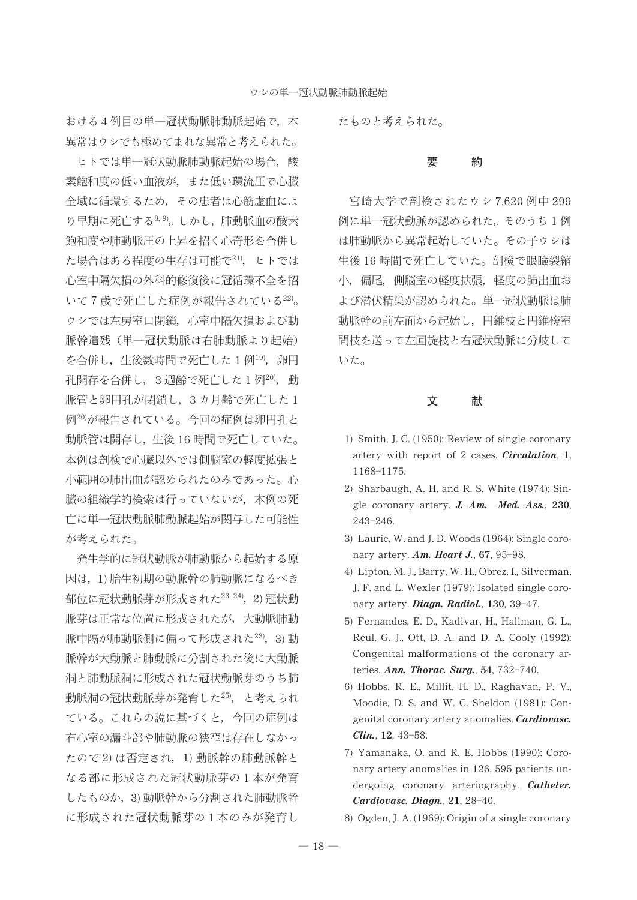おける4例目の単一冠状動脈肺動脈起始で，本異常はウシでも極めてまれな異常と考えられた。

ヒトでは単一冠状動脈肺動脈起始の場合，酸素飽和度の低い血液が，また低い環流圧で心臓全域に循環するため，その患者は心筋虚血により早期に死亡する[8, 9]。しかし，肺動脈血の酸素飽和度や肺動脈圧の上昇を招く心奇形を合併した場合はある程度の生存は可能で[21]，ヒトでは心室中隔欠損の外科的修復後に冠循環不全を招いて7歳で死亡した症例が報告されている[22]。ウシでは左房室口閉鎖，心室中隔欠損および動脈幹遺残（単一冠状動脈は右肺動脈より起始）を合併し，生後数時間で死亡した1例[19]，卵円孔開存を合併し，3週齢で死亡した1例[20]，動脈管と卵円孔が閉鎖し，3カ月齢で死亡した1例[20]が報告されている。今回の症例は卵円孔と動脈管は開存し，生後16時間で死亡していた。本例は剖検で心臓以外では側脳室の軽度拡張と小範囲の肺出血が認められたのみであった。心臓の組織学的検索は行っていないが，本例の死亡に単一冠状動脈肺動脈起始が関与した可能性が考えられた。

発生学的に冠状動脈が肺動脈から起始する原因は，1) 胎生初期の動脈幹の肺動脈になるべき部位に冠状動脈芽が形成された[23, 24]，2) 冠状動脈芽は正常な位置に形成されたが，大動脈肺動脈中隔が肺動脈側に偏って形成された[23]，3) 動脈幹が大動脈と肺動脈に分割された後に大動脈洞と肺動脈洞に形成された冠状動脈芽のうち肺動脈洞の冠状動脈芽が発育した[25]，と考えられている。これらの説に基づくと，今回の症例は右心室の漏斗部や肺動脈の狭窄は存在しなかったので2) は否定され，1) 動脈幹の肺動脈幹となる部に形成された冠状動脈芽の1本が発育したものか，3) 動脈幹から分割された肺動脈幹に形成された冠状動脈芽の1本のみが発育したものと考えられた。

## 要　　約

宮崎大学で剖検されたウシ7,620例中299例に単一冠状動脈が認められた。そのうち1例は肺動脈から異常起始していた。その子ウシは生後16時間で死亡していた。剖検で眼瞼裂縮小，偏尾，側脳室の軽度拡張，軽度の肺出血および潜伏精巣が認められた。単一冠状動脈は肺動脈幹の前左面から起始し，円錐枝と円錐傍室間枝を送って左回旋枝と右冠状動脈に分岐していた。

## 文　　献

1) Smith, J. C. (1950): Review of single coronary artery with report of 2 cases. ***Circulation***, **1**, 1168–1175.
2) Sharbaugh, A. H. and R. S. White (1974): Single coronary artery. ***J. Am. Med. Ass.***, **230**, 243–246.
3) Laurie, W. and J. D. Woods (1964): Single coronary artery. ***Am. Heart J.***, **67**, 95–98.
4) Lipton, M. J., Barry, W. H., Obrez, I., Silverman, J. F. and L. Wexler (1979): Isolated single coronary artery. ***Diagn. Radiol.***, **130**, 39–47.
5) Fernandes, E. D., Kadivar, H., Hallman, G. L., Reul, G. J., Ott, D. A. and D. A. Cooly (1992): Congenital malformations of the coronary arteries. ***Ann. Thorac. Surg.***, **54**, 732–740.
6) Hobbs, R. E., Millit, H. D., Raghavan, P. V., Moodie, D. S. and W. C. Sheldon (1981): Congenital coronary artery anomalies. ***Cardiovasc. Clin.***, **12**, 43–58.
7) Yamanaka, O. and R. E. Hobbs (1990): Coronary artery anomalies in 126, 595 patients undergoing coronary arteriography. ***Catheter. Cardiovasc. Diagn.***, **21**, 28–40.
8) Ogden, J. A. (1969): Origin of a single coronary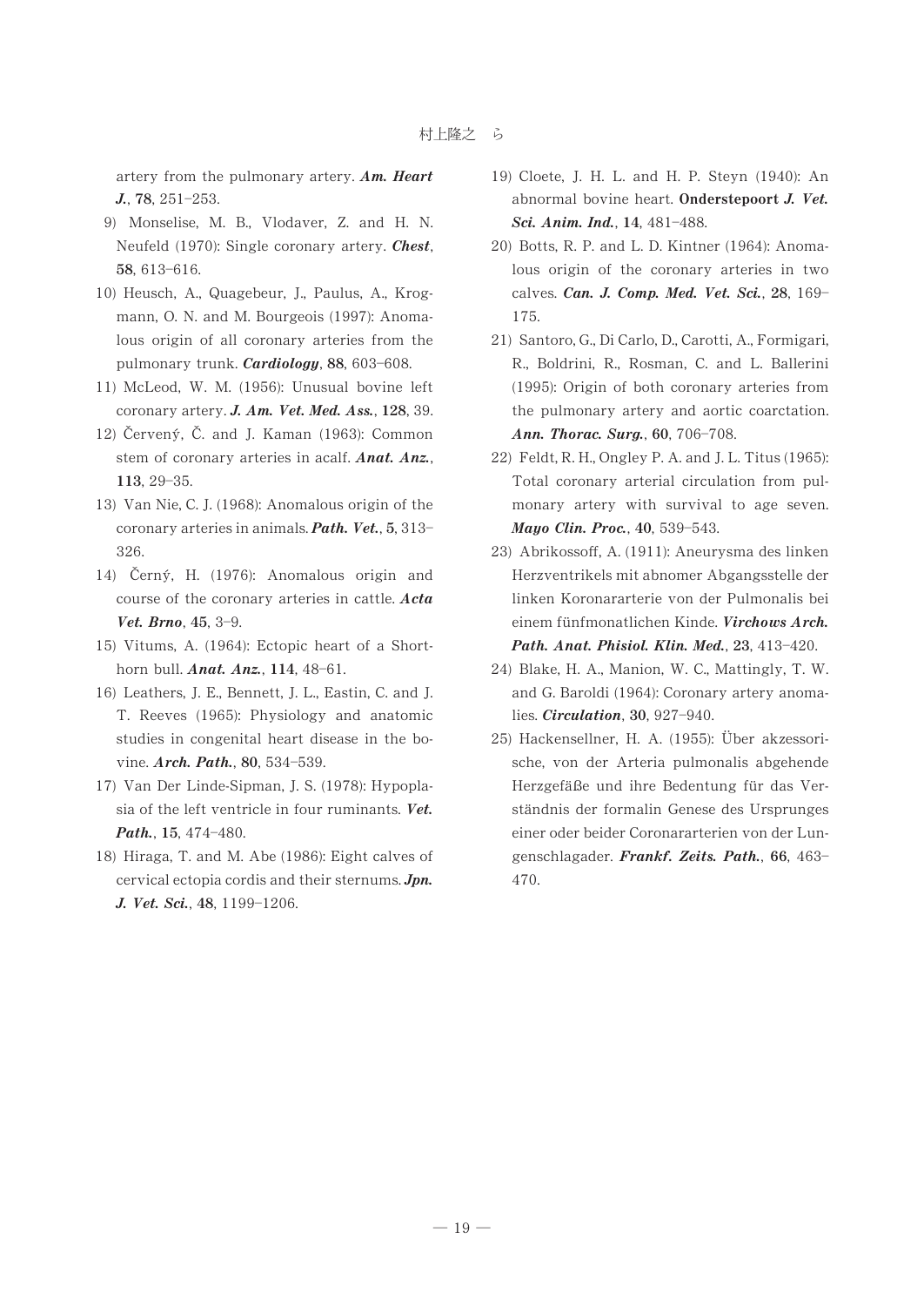artery from the pulmonary artery. ***Am. Heart J.***, **78**, 251–253.

9) Monselise, M. B., Vlodaver, Z. and H. N. Neufeld (1970): Single coronary artery. ***Chest***, **58**, 613–616.

10) Heusch, A., Quagebeur, J., Paulus, A., Krogmann, O. N. and M. Bourgeois (1997): Anomalous origin of all coronary arteries from the pulmonary trunk. ***Cardiology***, **88**, 603–608.

11) McLeod, W. M. (1956): Unusual bovine left coronary artery. ***J. Am. Vet. Med. Ass.***, **128**, 39.

12) Červený, Č. and J. Kaman (1963): Common stem of coronary arteries in acalf. ***Anat. Anz.***, **113**, 29–35.

13) Van Nie, C. J. (1968): Anomalous origin of the coronary arteries in animals. ***Path. Vet.***, **5**, 313–326.

14) Černý, H. (1976): Anomalous origin and course of the coronary arteries in cattle. ***Acta Vet. Brno***, **45**, 3–9.

15) Vitums, A. (1964): Ectopic heart of a Shorthorn bull. ***Anat. Anz.***, **114**, 48–61.

16) Leathers, J. E., Bennett, J. L., Eastin, C. and J. T. Reeves (1965): Physiology and anatomic studies in congenital heart disease in the bovine. ***Arch. Path.***, **80**, 534–539.

17) Van Der Linde-Sipman, J. S. (1978): Hypoplasia of the left ventricle in four ruminants. ***Vet. Path.***, **15**, 474–480.

18) Hiraga, T. and M. Abe (1986): Eight calves of cervical ectopia cordis and their sternums. ***Jpn. J. Vet. Sci.***, **48**, 1199–1206.

19) Cloete, J. H. L. and H. P. Steyn (1940): An abnormal bovine heart. **Onderstepoort *J. Vet. Sci. Anim. Ind.***, **14**, 481–488.

20) Botts, R. P. and L. D. Kintner (1964): Anomalous origin of the coronary arteries in two calves. ***Can. J. Comp. Med. Vet. Sci.***, **28**, 169–175.

21) Santoro, G., Di Carlo, D., Carotti, A., Formigari, R., Boldrini, R., Rosman, C. and L. Ballerini (1995): Origin of both coronary arteries from the pulmonary artery and aortic coarctation. ***Ann. Thorac. Surg.***, **60**, 706–708.

22) Feldt, R. H., Ongley P. A. and J. L. Titus (1965): Total coronary arterial circulation from pulmonary artery with survival to age seven. ***Mayo Clin. Proc.***, **40**, 539–543.

23) Abrikossoff, A. (1911): Aneurysma des linken Herzventrikels mit abnomer Abgangsstelle der linken Koronararterie von der Pulmonalis bei einem fünfmonatlichen Kinde. ***Virchows Arch. Path. Anat. Phisiol. Klin. Med.***, **23**, 413–420.

24) Blake, H. A., Manion, W. C., Mattingly, T. W. and G. Baroldi (1964): Coronary artery anomalies. ***Circulation***, **30**, 927–940.

25) Hackensellner, H. A. (1955): Über akzessorische, von der Arteria pulmonalis abgehende Herzgefäße und ihre Bedentung für das Verständnis der formalin Genese des Ursprunges einer oder beider Coronararterien von der Lungenschlagader. ***Frankf. Zeits. Path.***, **66**, 463–470.